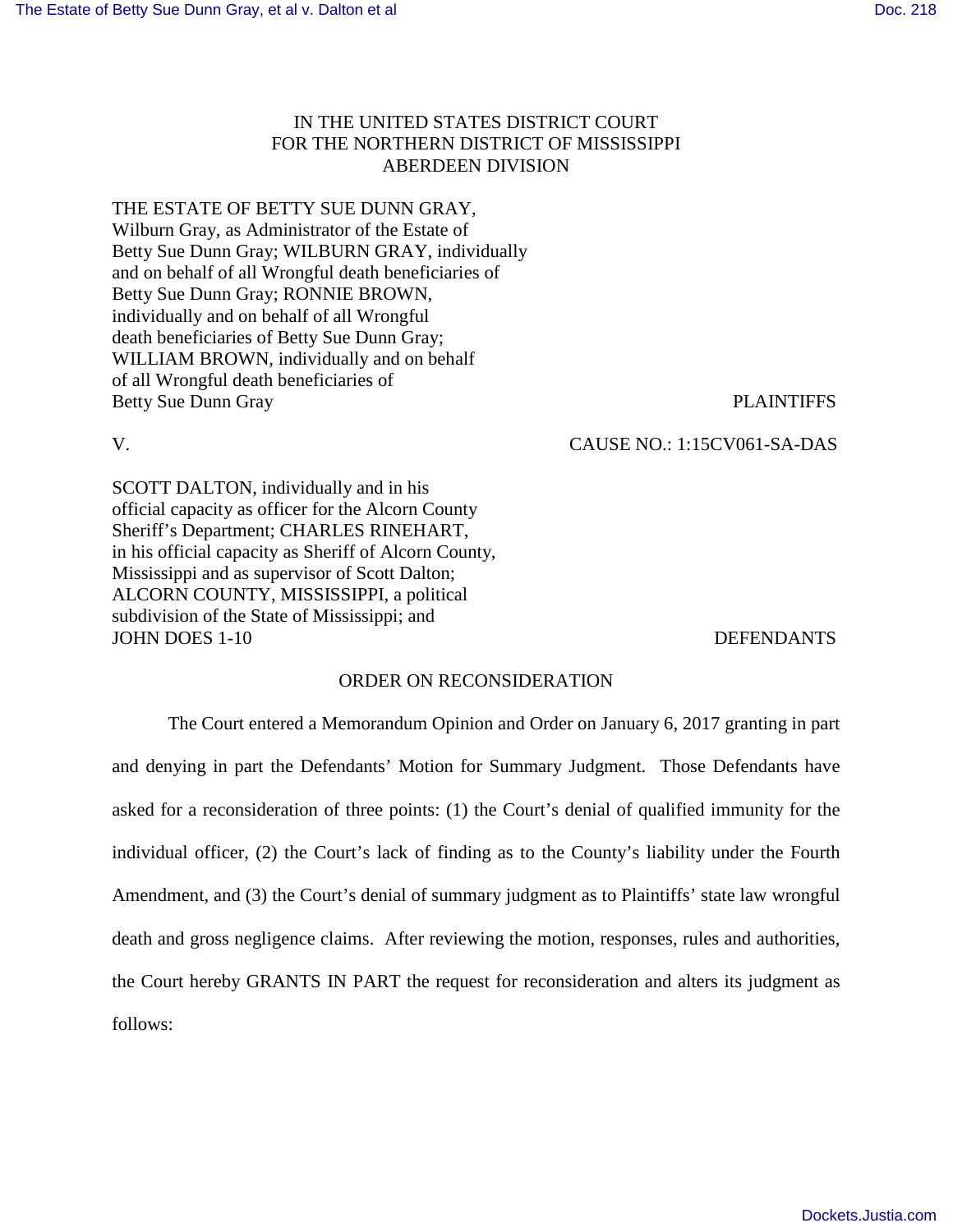IN THE UNITED STATES DISTRICT COURT
FOR THE NORTHERN DISTRICT OF MISSISSIPPI
ABERDEEN DIVISION

THE ESTATE OF BETTY SUE DUNN GRAY,
Wilburn Gray, as Administrator of the Estate of
Betty Sue Dunn Gray; WILBURN GRAY, individually
and on behalf of all Wrongful death beneficiaries of
Betty Sue Dunn Gray; RONNIE BROWN,
individually and on behalf of all Wrongful
death beneficiaries of Betty Sue Dunn Gray;
WILLIAM BROWN, individually and on behalf
of all Wrongful death beneficiaries of
Betty Sue Dunn Gray PLAINTIFFS

V. CAUSE NO.: 1:15CV061-SA-DAS

SCOTT DALTON, individually and in his
official capacity as officer for the Alcorn County
Sheriff's Department; CHARLES RINEHART,
in his official capacity as Sheriff of Alcorn County,
Mississippi and as supervisor of Scott Dalton;
ALCORN COUNTY, MISSISSIPPI, a political
subdivision of the State of Mississippi; and
JOHN DOES 1-10 DEFENDANTS

ORDER ON RECONSIDERATION

The Court entered a Memorandum Opinion and Order on January 6, 2017 granting in part and denying in part the Defendants' Motion for Summary Judgment. Those Defendants have asked for a reconsideration of three points: (1) the Court's denial of qualified immunity for the individual officer, (2) the Court's lack of finding as to the County's liability under the Fourth Amendment, and (3) the Court's denial of summary judgment as to Plaintiffs' state law wrongful death and gross negligence claims. After reviewing the motion, responses, rules and authorities, the Court hereby GRANTS IN PART the request for reconsideration and alters its judgment as follows: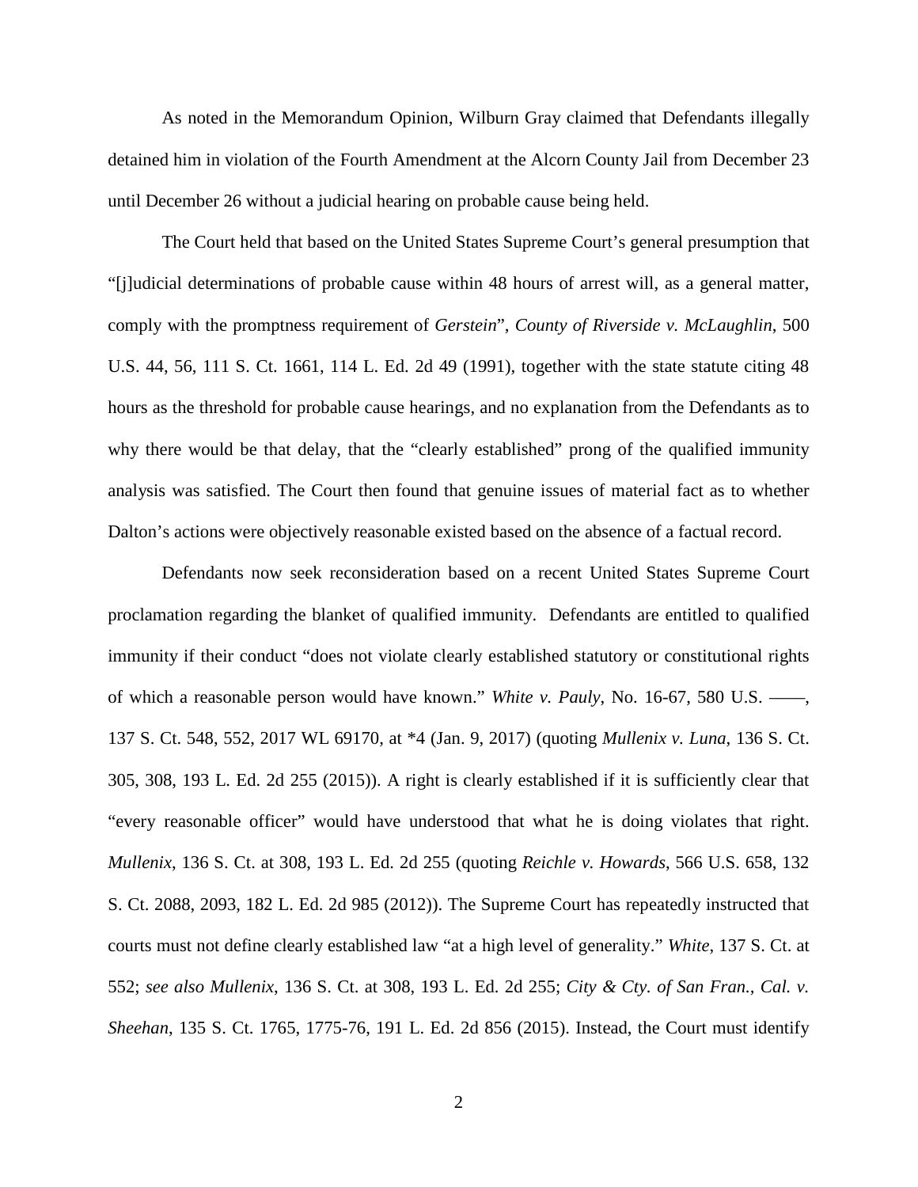As noted in the Memorandum Opinion, Wilburn Gray claimed that Defendants illegally detained him in violation of the Fourth Amendment at the Alcorn County Jail from December 23 until December 26 without a judicial hearing on probable cause being held.

The Court held that based on the United States Supreme Court's general presumption that "[j]udicial determinations of probable cause within 48 hours of arrest will, as a general matter, comply with the promptness requirement of *Gerstein*", *County of Riverside v. McLaughlin*, 500 U.S. 44, 56, 111 S. Ct. 1661, 114 L. Ed. 2d 49 (1991), together with the state statute citing 48 hours as the threshold for probable cause hearings, and no explanation from the Defendants as to why there would be that delay, that the "clearly established" prong of the qualified immunity analysis was satisfied. The Court then found that genuine issues of material fact as to whether Dalton's actions were objectively reasonable existed based on the absence of a factual record.

Defendants now seek reconsideration based on a recent United States Supreme Court proclamation regarding the blanket of qualified immunity. Defendants are entitled to qualified immunity if their conduct "does not violate clearly established statutory or constitutional rights of which a reasonable person would have known." *White v. Pauly*, No. 16-67, 580 U.S. ——, 137 S. Ct. 548, 552, 2017 WL 69170, at *4 (Jan. 9, 2017) (quoting *Mullenix v. Luna*, 136 S. Ct. 305, 308, 193 L. Ed. 2d 255 (2015)). A right is clearly established if it is sufficiently clear that "every reasonable officer" would have understood that what he is doing violates that right. *Mullenix*, 136 S. Ct. at 308, 193 L. Ed. 2d 255 (quoting *Reichle v. Howards*, 566 U.S. 658, 132 S. Ct. 2088, 2093, 182 L. Ed. 2d 985 (2012)). The Supreme Court has repeatedly instructed that courts must not define clearly established law "at a high level of generality." *White*, 137 S. Ct. at 552; *see also Mullenix*, 136 S. Ct. at 308, 193 L. Ed. 2d 255; *City & Cty. of San Fran., Cal. v. Sheehan*, 135 S. Ct. 1765, 1775-76, 191 L. Ed. 2d 856 (2015). Instead, the Court must identify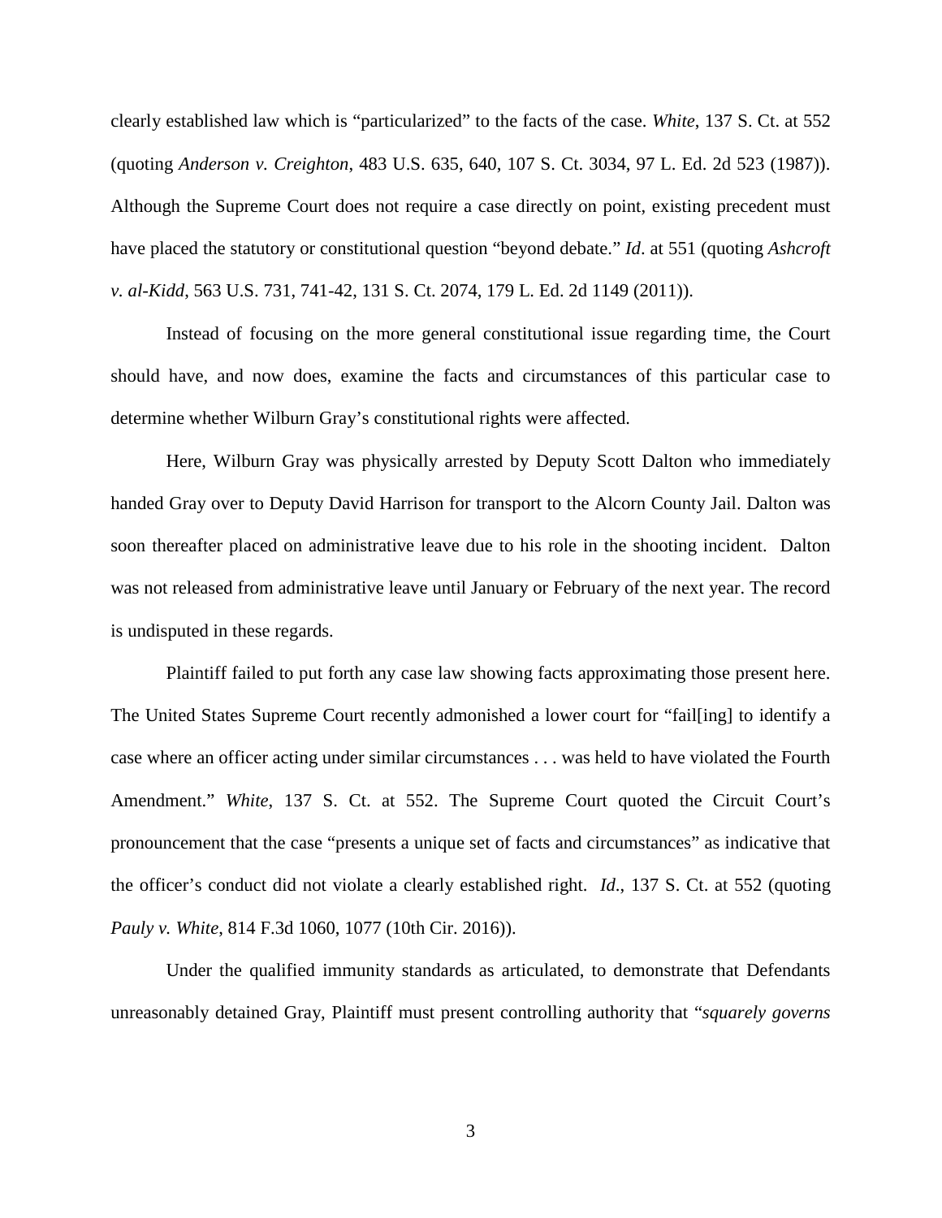clearly established law which is "particularized" to the facts of the case. *White*, 137 S. Ct. at 552 (quoting *Anderson v. Creighton*, 483 U.S. 635, 640, 107 S. Ct. 3034, 97 L. Ed. 2d 523 (1987)). Although the Supreme Court does not require a case directly on point, existing precedent must have placed the statutory or constitutional question "beyond debate." *Id*. at 551 (quoting *Ashcroft v. al-Kidd*, 563 U.S. 731, 741-42, 131 S. Ct. 2074, 179 L. Ed. 2d 1149 (2011)).

Instead of focusing on the more general constitutional issue regarding time, the Court should have, and now does, examine the facts and circumstances of this particular case to determine whether Wilburn Gray's constitutional rights were affected.

Here, Wilburn Gray was physically arrested by Deputy Scott Dalton who immediately handed Gray over to Deputy David Harrison for transport to the Alcorn County Jail. Dalton was soon thereafter placed on administrative leave due to his role in the shooting incident. Dalton was not released from administrative leave until January or February of the next year. The record is undisputed in these regards.

Plaintiff failed to put forth any case law showing facts approximating those present here. The United States Supreme Court recently admonished a lower court for "fail[ing] to identify a case where an officer acting under similar circumstances . . . was held to have violated the Fourth Amendment." *White*, 137 S. Ct. at 552. The Supreme Court quoted the Circuit Court's pronouncement that the case "presents a unique set of facts and circumstances" as indicative that the officer's conduct did not violate a clearly established right. *Id*., 137 S. Ct. at 552 (quoting *Pauly v. White*, 814 F.3d 1060, 1077 (10th Cir. 2016)).

Under the qualified immunity standards as articulated, to demonstrate that Defendants unreasonably detained Gray, Plaintiff must present controlling authority that "*squarely governs*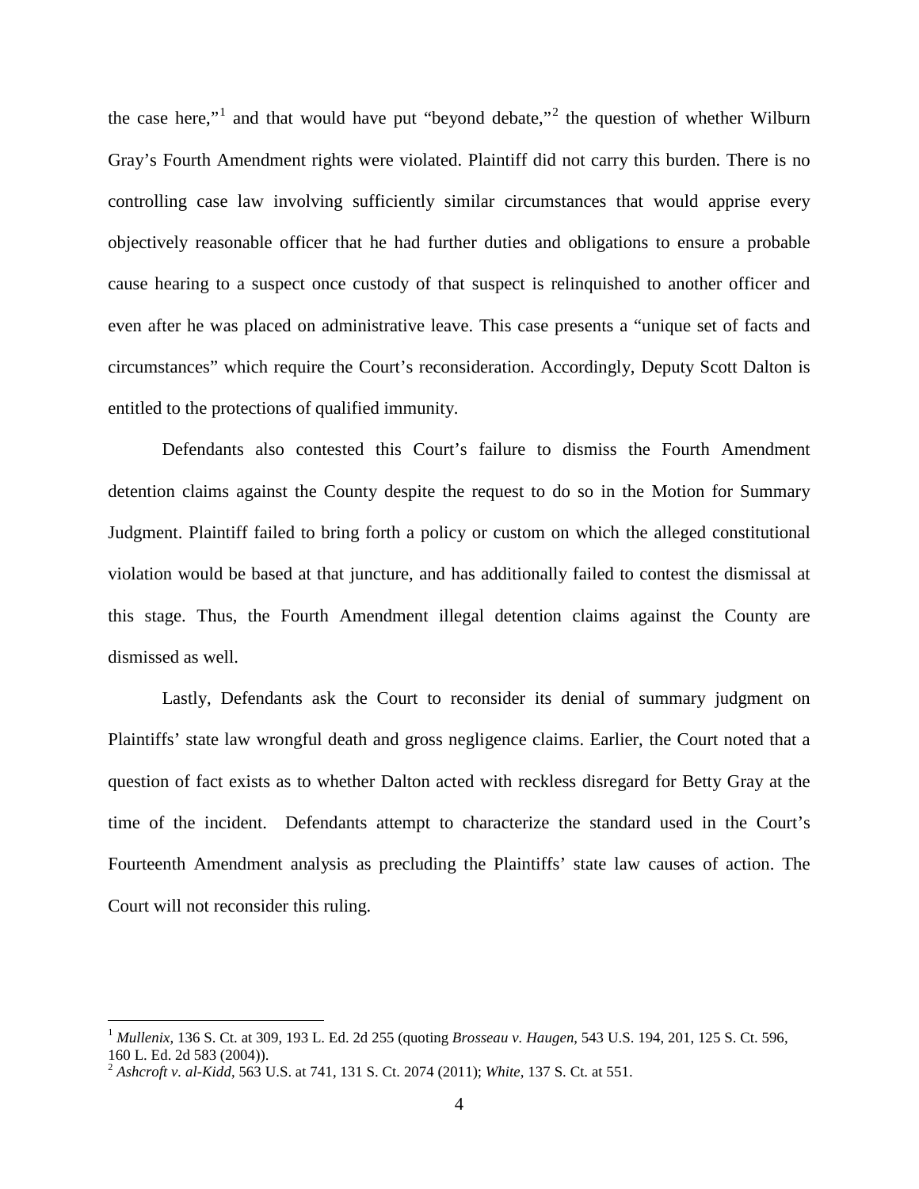the case here,"[1] and that would have put "beyond debate,"[2] the question of whether Wilburn Gray's Fourth Amendment rights were violated. Plaintiff did not carry this burden. There is no controlling case law involving sufficiently similar circumstances that would apprise every objectively reasonable officer that he had further duties and obligations to ensure a probable cause hearing to a suspect once custody of that suspect is relinquished to another officer and even after he was placed on administrative leave. This case presents a "unique set of facts and circumstances" which require the Court's reconsideration. Accordingly, Deputy Scott Dalton is entitled to the protections of qualified immunity.

Defendants also contested this Court's failure to dismiss the Fourth Amendment detention claims against the County despite the request to do so in the Motion for Summary Judgment. Plaintiff failed to bring forth a policy or custom on which the alleged constitutional violation would be based at that juncture, and has additionally failed to contest the dismissal at this stage. Thus, the Fourth Amendment illegal detention claims against the County are dismissed as well.

Lastly, Defendants ask the Court to reconsider its denial of summary judgment on Plaintiffs' state law wrongful death and gross negligence claims. Earlier, the Court noted that a question of fact exists as to whether Dalton acted with reckless disregard for Betty Gray at the time of the incident. Defendants attempt to characterize the standard used in the Court's Fourteenth Amendment analysis as precluding the Plaintiffs' state law causes of action. The Court will not reconsider this ruling.

---

[1] *Mullenix*, 136 S. Ct. at 309, 193 L. Ed. 2d 255 (quoting *Brosseau v. Haugen*, 543 U.S. 194, 201, 125 S. Ct. 596, 160 L. Ed. 2d 583 (2004)).

[2] *Ashcroft v. al-Kidd*, 563 U.S. at 741, 131 S. Ct. 2074 (2011); *White*, 137 S. Ct. at 551.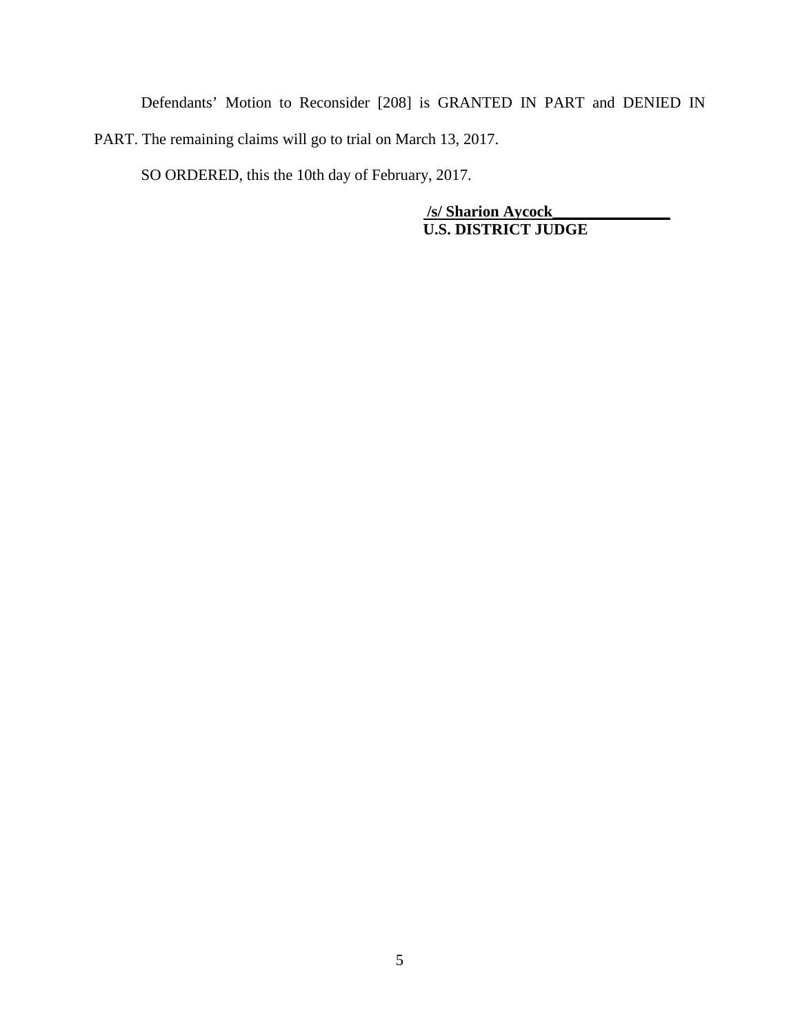Defendants' Motion to Reconsider [208] is GRANTED IN PART and DENIED IN PART. The remaining claims will go to trial on March 13, 2017.

SO ORDERED, this the 10th day of February, 2017.

**/s/ Sharion Aycock**
**U.S. DISTRICT JUDGE**